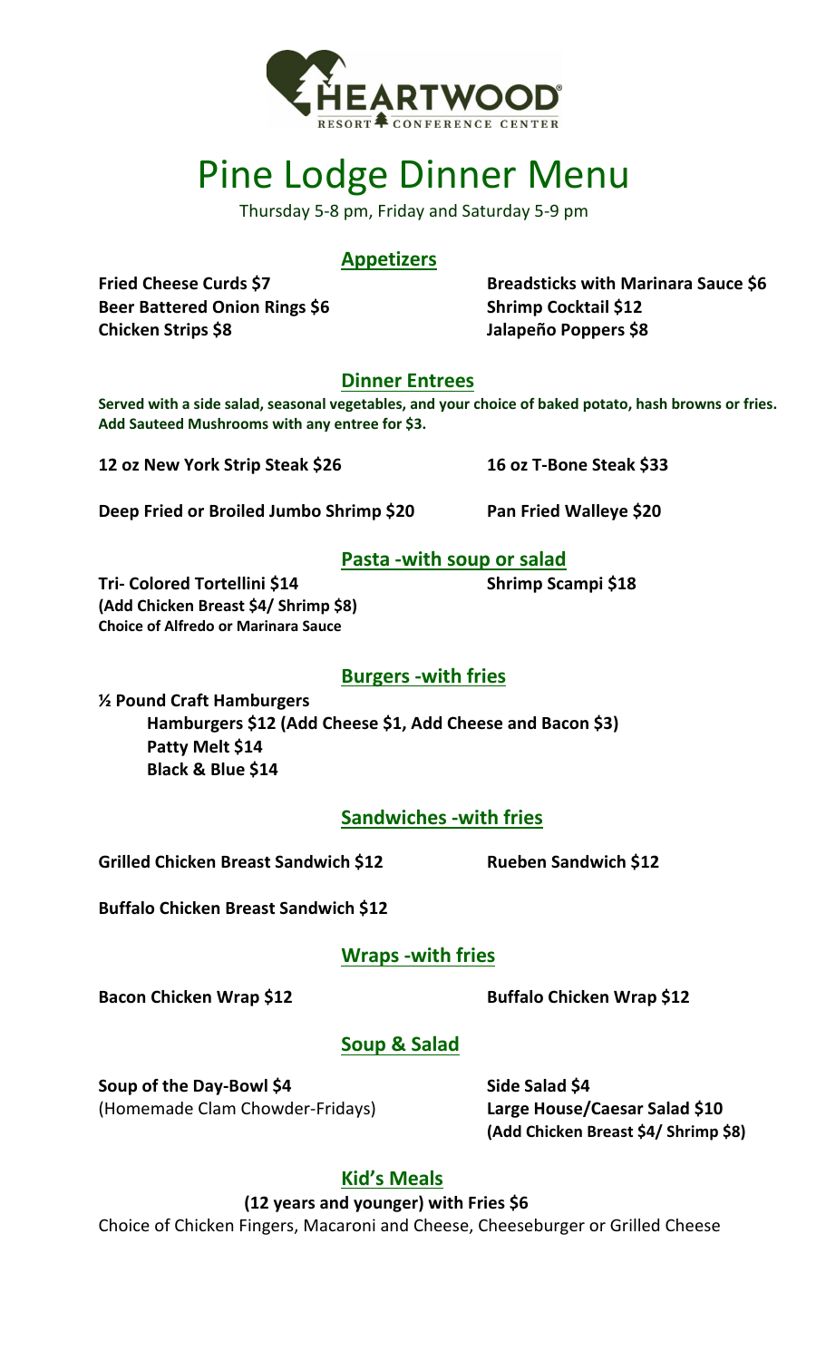HEARTWOOD®
RESORT CONFERENCE CENTER

# Pine Lodge Dinner Menu

Thursday 5-8 pm, Friday and Saturday 5-9 pm

## Appetizers

**Fried Cheese Curds $7**
**Beer Battered Onion Rings $6**
**Chicken Strips $8**
**Breadsticks with Marinara Sauce $6**
**Shrimp Cocktail $12**
**Jalapeño Poppers $8**

## Dinner Entrees

**Served with a side salad, seasonal vegetables, and your choice of baked potato, hash browns or fries. Add Sauteed Mushrooms with any entree for $3.**

**12 oz New York Strip Steak $26**
**16 oz T-Bone Steak $33**

**Deep Fried or Broiled Jumbo Shrimp $20**
**Pan Fried Walleye $20**

## Pasta -with soup or salad

**Tri- Colored Tortellini $14**
**(Add Chicken Breast $4/ Shrimp $8)**
**Choice of Alfredo or Marinara Sauce**

**Shrimp Scampi $18**

## Burgers -with fries

**½ Pound Craft Hamburgers**
- **Hamburgers $12 (Add Cheese $1, Add Cheese and Bacon $3)**
- **Patty Melt $14**
- **Black & Blue $14**

## Sandwiches -with fries

**Grilled Chicken Breast Sandwich $12**
**Rueben Sandwich $12**

**Buffalo Chicken Breast Sandwich $12**

## Wraps -with fries

**Bacon Chicken Wrap $12**
**Buffalo Chicken Wrap $12**

## Soup & Salad

**Soup of the Day-Bowl $4**
(Homemade Clam Chowder-Fridays)

**Side Salad $4**
**Large House/Caesar Salad $10**
**(Add Chicken Breast $4/ Shrimp $8)**

## Kid's Meals

**(12 years and younger) with Fries $6**
Choice of Chicken Fingers, Macaroni and Cheese, Cheeseburger or Grilled Cheese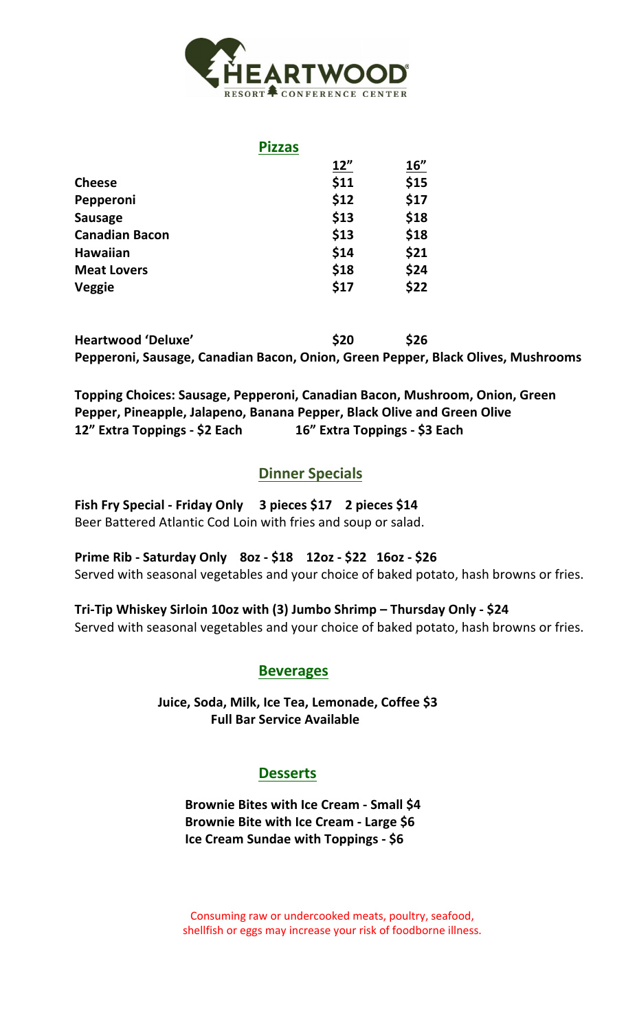HEARTWOOD

RESORT CONFERENCE CENTER

## Pizzas

| | 12" | 16" |
|---|---|---|
| **Cheese** | $11 | $15 |
| **Pepperoni** | $12 | $17 |
| **Sausage** | $13 | $18 |
| **Canadian Bacon** | $13 | $18 |
| **Hawaiian** | $14 | $21 |
| **Meat Lovers** | $18 | $24 |
| **Veggie** | $17 | $22 |
| **Heartwood 'Deluxe'** | $20 | $26 |

**Pepperoni, Sausage, Canadian Bacon, Onion, Green Pepper, Black Olives, Mushrooms**

**Topping Choices: Sausage, Pepperoni, Canadian Bacon, Mushroom, Onion, Green Pepper, Pineapple, Jalapeno, Banana Pepper, Black Olive and Green Olive**

**12" Extra Toppings - $2 Each  16" Extra Toppings - $3 Each**

## Dinner Specials

**Fish Fry Special - Friday Only  3 pieces $17  2 pieces $14**
Beer Battered Atlantic Cod Loin with fries and soup or salad.

**Prime Rib - Saturday Only  8oz - $18  12oz - $22  16oz - $26**
Served with seasonal vegetables and your choice of baked potato, hash browns or fries.

**Tri-Tip Whiskey Sirloin 10oz with (3) Jumbo Shrimp – Thursday Only - $24**
Served with seasonal vegetables and your choice of baked potato, hash browns or fries.

## Beverages

**Juice, Soda, Milk, Ice Tea, Lemonade, Coffee $3**
**Full Bar Service Available**

## Desserts

**Brownie Bites with Ice Cream - Small $4**
**Brownie Bite with Ice Cream - Large $6**
**Ice Cream Sundae with Toppings - $6**

Consuming raw or undercooked meats, poultry, seafood, shellfish or eggs may increase your risk of foodborne illness.